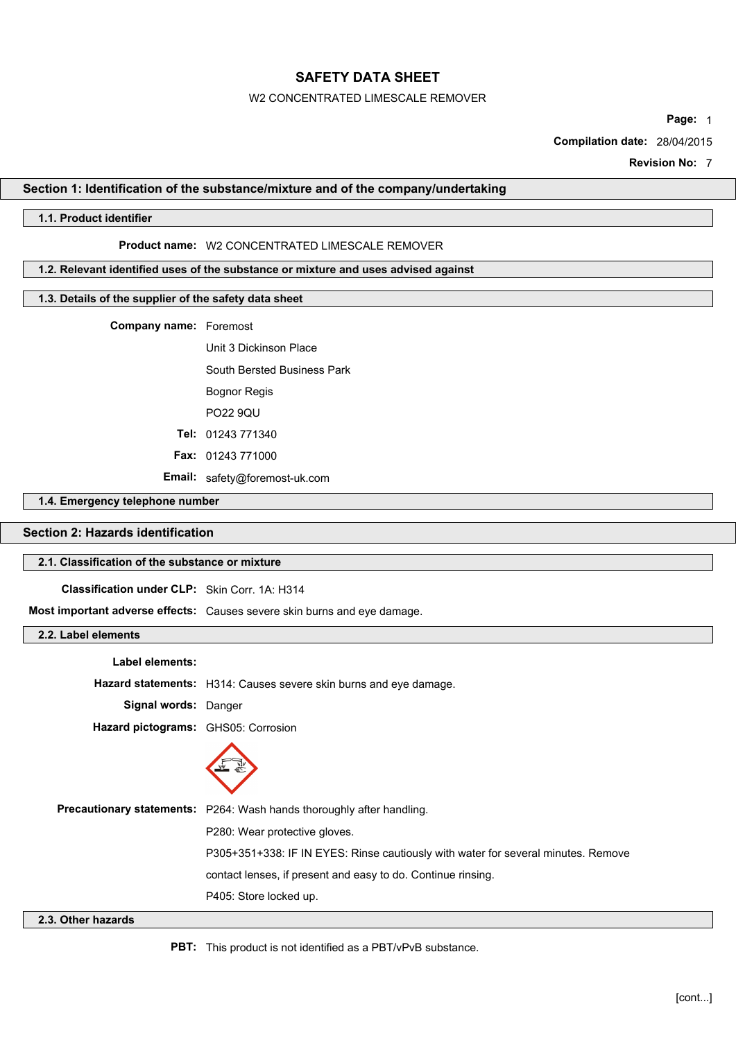# SAFETY DATA SHEET

W2 CONCENTRATED LIMESCALE REMOVER

**Compilation date:** 28/04/2015

**Revision No:** 7

## Section 1: Identification of the substance/mixture and of the company/undertaking

### 1.1. Product identifier

**Product name:** W2 CONCENTRATED LIMESCALE REMOVER

### 1.2. Relevant identified uses of the substance or mixture and uses advised against

### 1.3. Details of the supplier of the safety data sheet

**Company name:** Foremost

Unit 3 Dickinson Place

South Bersted Business Park

Bognor Regis

PO22 9QU

**Tel:** 01243 771340

**Fax:** 01243 771000

**Email:** safety@foremost-uk.com

### 1.4. Emergency telephone number

## Section 2: Hazards identification

### 2.1. Classification of the substance or mixture

**Classification under CLP:** Skin Corr. 1A: H314

**Most important adverse effects:** Causes severe skin burns and eye damage.

### 2.2. Label elements

**Label elements:**

**Hazard statements:** H314: Causes severe skin burns and eye damage.

**Signal words:** Danger

**Hazard pictograms:** GHS05: Corrosion

**Precautionary statements:** P264: Wash hands thoroughly after handling.

P280: Wear protective gloves.

P305+351+338: IF IN EYES: Rinse cautiously with water for several minutes. Remove contact lenses, if present and easy to do. Continue rinsing.

P405: Store locked up.

### 2.3. Other hazards

**PBT:** This product is not identified as a PBT/vPvB substance.

[cont...]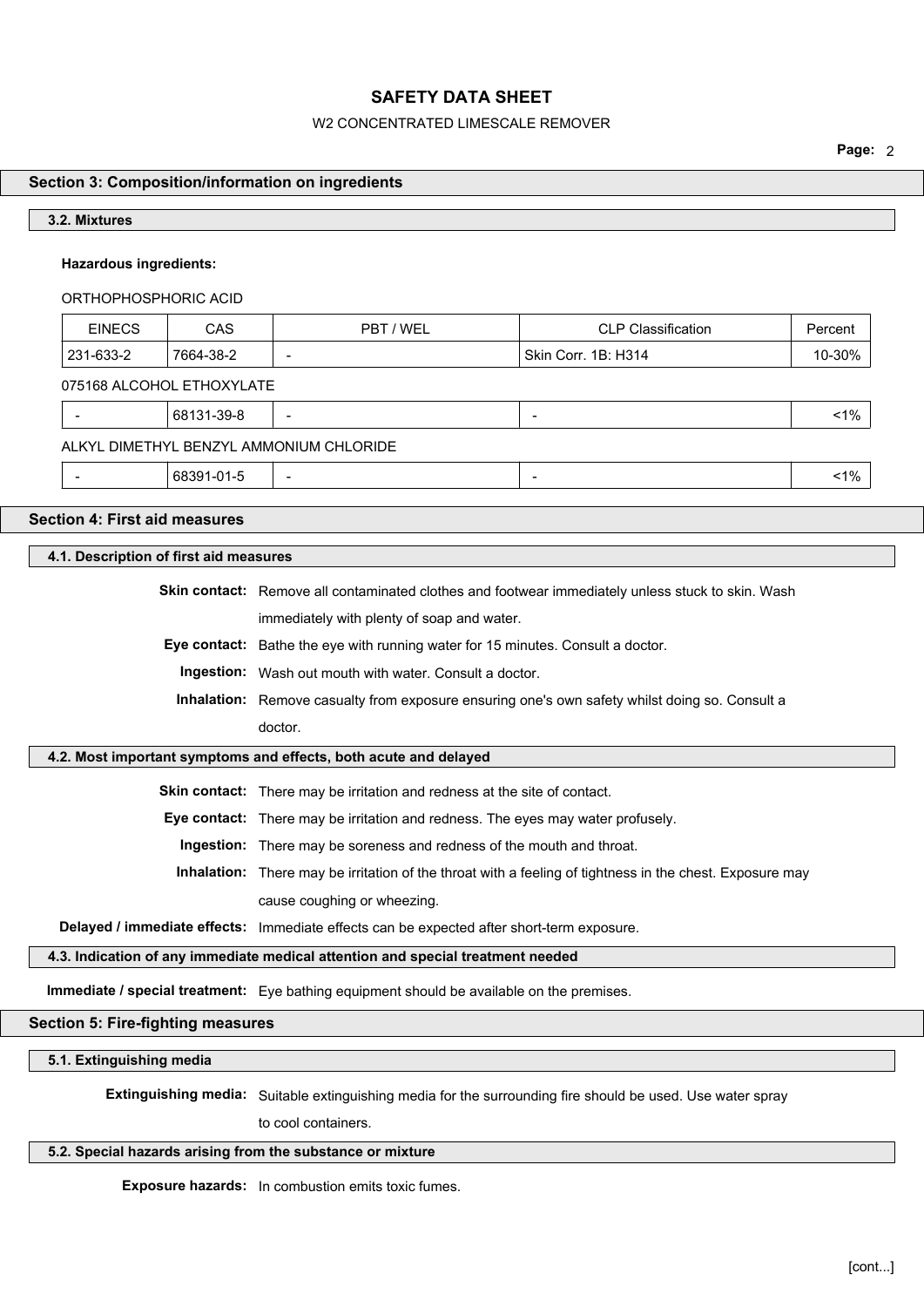## Section 3: Composition/information on ingredients

### 3.2. Mixtures

**Hazardous ingredients:**

ORTHOPHOSPHORIC ACID

| EINECS | CAS | PBT / WEL | CLP Classification | Percent |
|---|---|---|---|---|
| 231-633-2 | 7664-38-2 | - | Skin Corr. 1B: H314 | 10-30% |

075168 ALCOHOL ETHOXYLATE

| EINECS | CAS | PBT / WEL | CLP Classification | Percent |
|---|---|---|---|---|
| - | 68131-39-8 | - | - | <1% |

ALKYL DIMETHYL BENZYL AMMONIUM CHLORIDE

| EINECS | CAS | PBT / WEL | CLP Classification | Percent |
|---|---|---|---|---|
| - | 68391-01-5 | - | - | <1% |

## Section 4: First aid measures

### 4.1. Description of first aid measures

**Skin contact:** Remove all contaminated clothes and footwear immediately unless stuck to skin. Wash immediately with plenty of soap and water.

**Eye contact:** Bathe the eye with running water for 15 minutes. Consult a doctor.

**Ingestion:** Wash out mouth with water. Consult a doctor.

**Inhalation:** Remove casualty from exposure ensuring one's own safety whilst doing so. Consult a doctor.

### 4.2. Most important symptoms and effects, both acute and delayed

**Skin contact:** There may be irritation and redness at the site of contact.

**Eye contact:** There may be irritation and redness. The eyes may water profusely.

**Ingestion:** There may be soreness and redness of the mouth and throat.

**Inhalation:** There may be irritation of the throat with a feeling of tightness in the chest. Exposure may cause coughing or wheezing.

**Delayed / immediate effects:** Immediate effects can be expected after short-term exposure.

### 4.3. Indication of any immediate medical attention and special treatment needed

**Immediate / special treatment:** Eye bathing equipment should be available on the premises.

## Section 5: Fire-fighting measures

### 5.1. Extinguishing media

**Extinguishing media:** Suitable extinguishing media for the surrounding fire should be used. Use water spray to cool containers.

### 5.2. Special hazards arising from the substance or mixture

**Exposure hazards:** In combustion emits toxic fumes.

[cont...]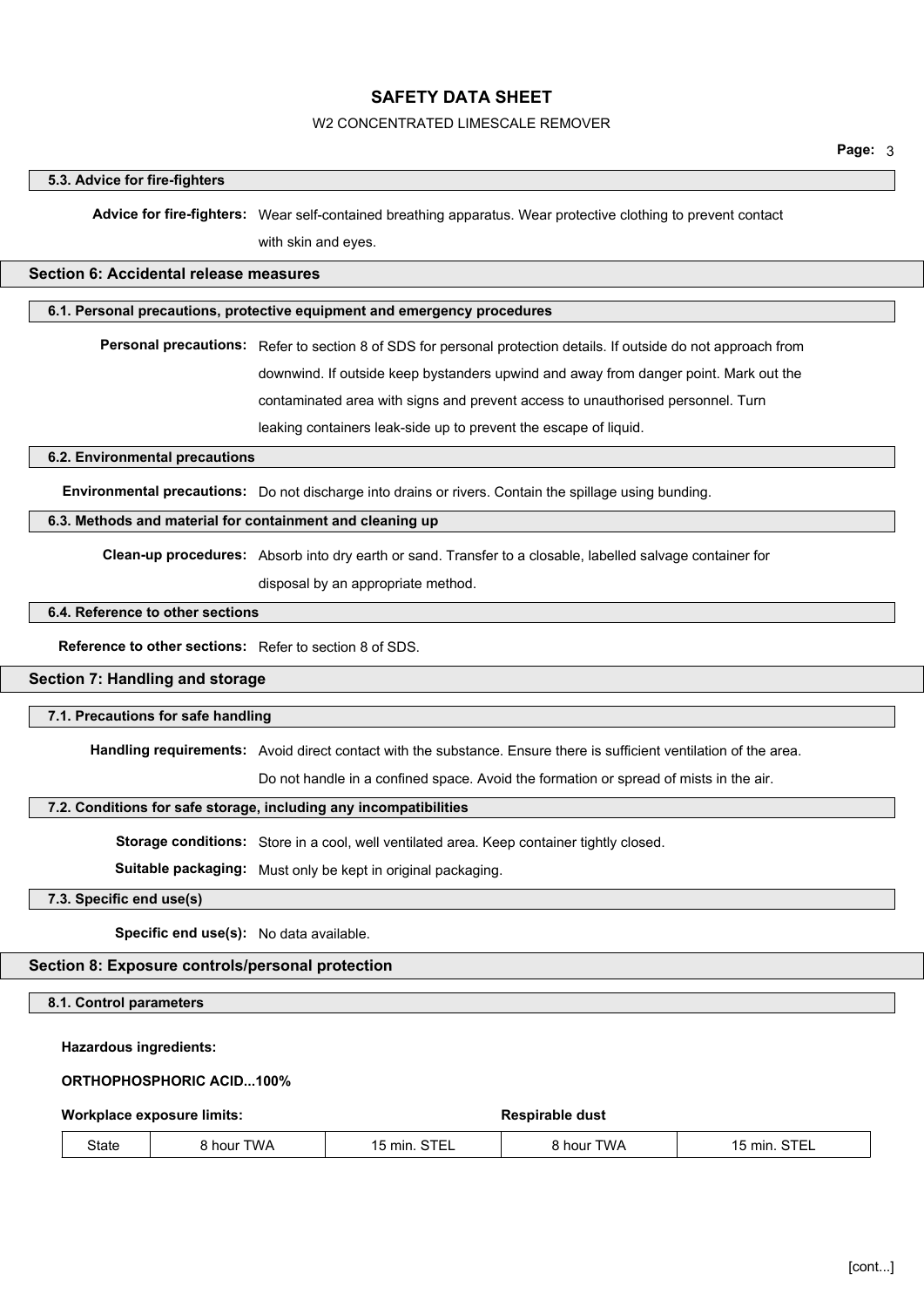### 5.3. Advice for fire-fighters

**Advice for fire-fighters:** Wear self-contained breathing apparatus. Wear protective clothing to prevent contact with skin and eyes.

## Section 6: Accidental release measures

### 6.1. Personal precautions, protective equipment and emergency procedures

**Personal precautions:** Refer to section 8 of SDS for personal protection details. If outside do not approach from downwind. If outside keep bystanders upwind and away from danger point. Mark out the contaminated area with signs and prevent access to unauthorised personnel. Turn leaking containers leak-side up to prevent the escape of liquid.

### 6.2. Environmental precautions

**Environmental precautions:** Do not discharge into drains or rivers. Contain the spillage using bunding.

### 6.3. Methods and material for containment and cleaning up

**Clean-up procedures:** Absorb into dry earth or sand. Transfer to a closable, labelled salvage container for disposal by an appropriate method.

### 6.4. Reference to other sections

**Reference to other sections:** Refer to section 8 of SDS.

## Section 7: Handling and storage

### 7.1. Precautions for safe handling

**Handling requirements:** Avoid direct contact with the substance. Ensure there is sufficient ventilation of the area. Do not handle in a confined space. Avoid the formation or spread of mists in the air.

### 7.2. Conditions for safe storage, including any incompatibilities

**Storage conditions:** Store in a cool, well ventilated area. Keep container tightly closed.

**Suitable packaging:** Must only be kept in original packaging.

### 7.3. Specific end use(s)

**Specific end use(s):** No data available.

## Section 8: Exposure controls/personal protection

### 8.1. Control parameters

**Hazardous ingredients:**

**ORTHOPHOSPHORIC ACID...100%**

| **Workplace exposure limits:** | | | **Respirable dust** | |
|---|---|---|---|---|
| State | 8 hour TWA | 15 min. STEL | 8 hour TWA | 15 min. STEL |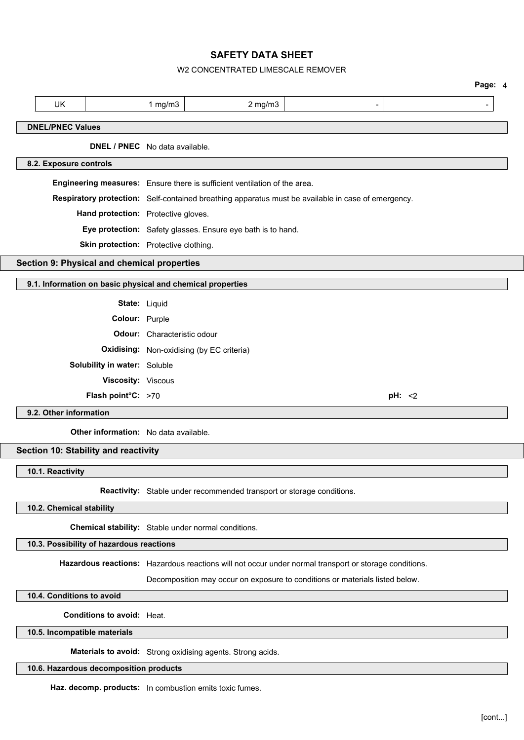| UK | 1 mg/m3 | 2 mg/m3 | - | - |
|---|---|---|---|---|

### DNEL/PNEC Values

**DNEL / PNEC** No data available.

### 8.2. Exposure controls

**Engineering measures:** Ensure there is sufficient ventilation of the area.

**Respiratory protection:** Self-contained breathing apparatus must be available in case of emergency.

**Hand protection:** Protective gloves.

**Eye protection:** Safety glasses. Ensure eye bath is to hand.

**Skin protection:** Protective clothing.

## Section 9: Physical and chemical properties

### 9.1. Information on basic physical and chemical properties

**State:** Liquid

**Colour:** Purple

**Odour:** Characteristic odour

**Oxidising:** Non-oxidising (by EC criteria)

**Solubility in water:** Soluble

**Viscosity:** Viscous

**Flash point°C:** >70

**pH:** <2

### 9.2. Other information

**Other information:** No data available.

## Section 10: Stability and reactivity

### 10.1. Reactivity

**Reactivity:** Stable under recommended transport or storage conditions.

### 10.2. Chemical stability

**Chemical stability:** Stable under normal conditions.

### 10.3. Possibility of hazardous reactions

**Hazardous reactions:** Hazardous reactions will not occur under normal transport or storage conditions.

Decomposition may occur on exposure to conditions or materials listed below.

### 10.4. Conditions to avoid

**Conditions to avoid:** Heat.

### 10.5. Incompatible materials

**Materials to avoid:** Strong oxidising agents. Strong acids.

### 10.6. Hazardous decomposition products

**Haz. decomp. products:** In combustion emits toxic fumes.

[cont...]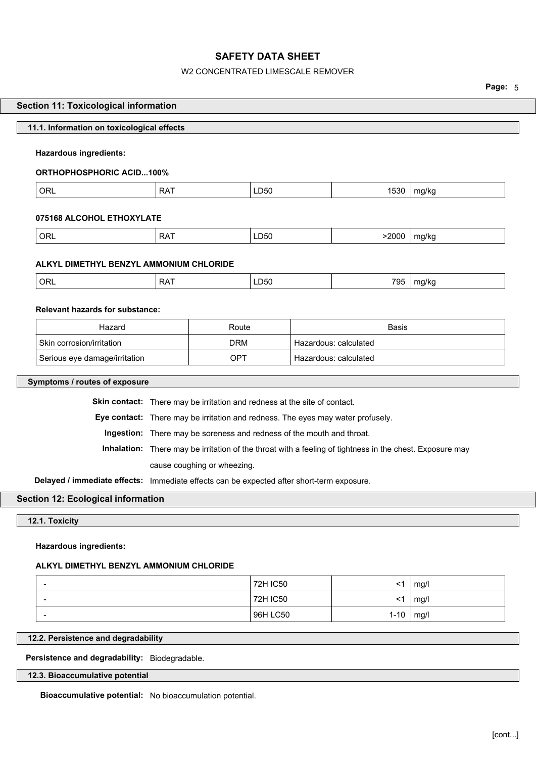## Section 11: Toxicological information

### 11.1. Information on toxicological effects

**Hazardous ingredients:**

**ORTHOPHOSPHORIC ACID...100%**

| ORL | RAT | LD50 | 1530 | mg/kg |
|---|---|---|---|---|

**075168 ALCOHOL ETHOXYLATE**

| ORL | RAT | LD50 | >2000 | mg/kg |
|---|---|---|---|---|

**ALKYL DIMETHYL BENZYL AMMONIUM CHLORIDE**

| ORL | RAT | LD50 | 795 | mg/kg |
|---|---|---|---|---|

**Relevant hazards for substance:**

| Hazard | Route | Basis |
|---|---|---|
| Skin corrosion/irritation | DRM | Hazardous: calculated |
| Serious eye damage/irritation | OPT | Hazardous: calculated |

### Symptoms / routes of exposure

**Skin contact:** There may be irritation and redness at the site of contact.

**Eye contact:** There may be irritation and redness. The eyes may water profusely.

**Ingestion:** There may be soreness and redness of the mouth and throat.

**Inhalation:** There may be irritation of the throat with a feeling of tightness in the chest. Exposure may cause coughing or wheezing.

**Delayed / immediate effects:** Immediate effects can be expected after short-term exposure.

## Section 12: Ecological information

### 12.1. Toxicity

**Hazardous ingredients:**

**ALKYL DIMETHYL BENZYL AMMONIUM CHLORIDE**

| - | 72H IC50 | <1 | mg/l |
|---|---|---|---|
| - | 72H IC50 | <1 | mg/l |
| - | 96H LC50 | 1-10 | mg/l |

### 12.2. Persistence and degradability

**Persistence and degradability:** Biodegradable.

### 12.3. Bioaccumulative potential

**Bioaccumulative potential:** No bioaccumulation potential.

[cont...]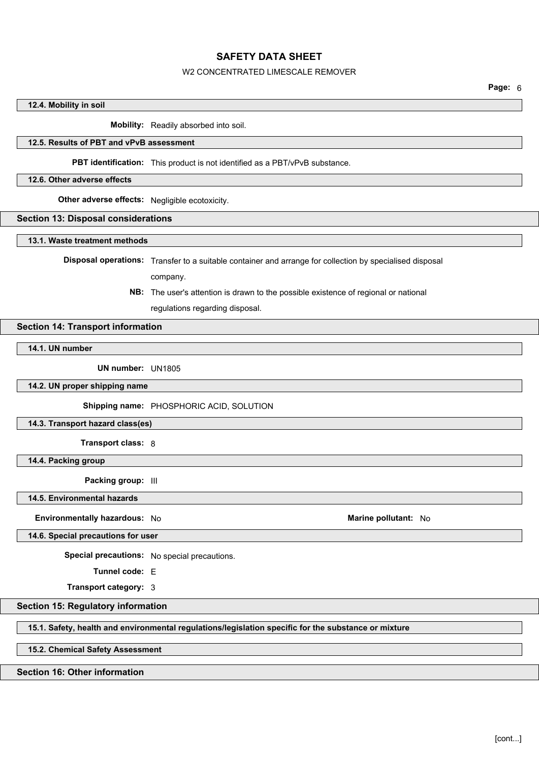### 12.4. Mobility in soil

**Mobility:** Readily absorbed into soil.

### 12.5. Results of PBT and vPvB assessment

**PBT identification:** This product is not identified as a PBT/vPvB substance.

### 12.6. Other adverse effects

**Other adverse effects:** Negligible ecotoxicity.

## Section 13: Disposal considerations

### 13.1. Waste treatment methods

**Disposal operations:** Transfer to a suitable container and arrange for collection by specialised disposal company.

**NB:** The user's attention is drawn to the possible existence of regional or national regulations regarding disposal.

## Section 14: Transport information

### 14.1. UN number

**UN number:** UN1805

### 14.2. UN proper shipping name

**Shipping name:** PHOSPHORIC ACID, SOLUTION

### 14.3. Transport hazard class(es)

**Transport class:** 8

### 14.4. Packing group

**Packing group:** III

### 14.5. Environmental hazards

**Environmentally hazardous:** No

**Marine pollutant:** No

### 14.6. Special precautions for user

**Special precautions:** No special precautions.

**Tunnel code:** E

**Transport category:** 3

## Section 15: Regulatory information

### 15.1. Safety, health and environmental regulations/legislation specific for the substance or mixture

### 15.2. Chemical Safety Assessment

## Section 16: Other information

[cont...]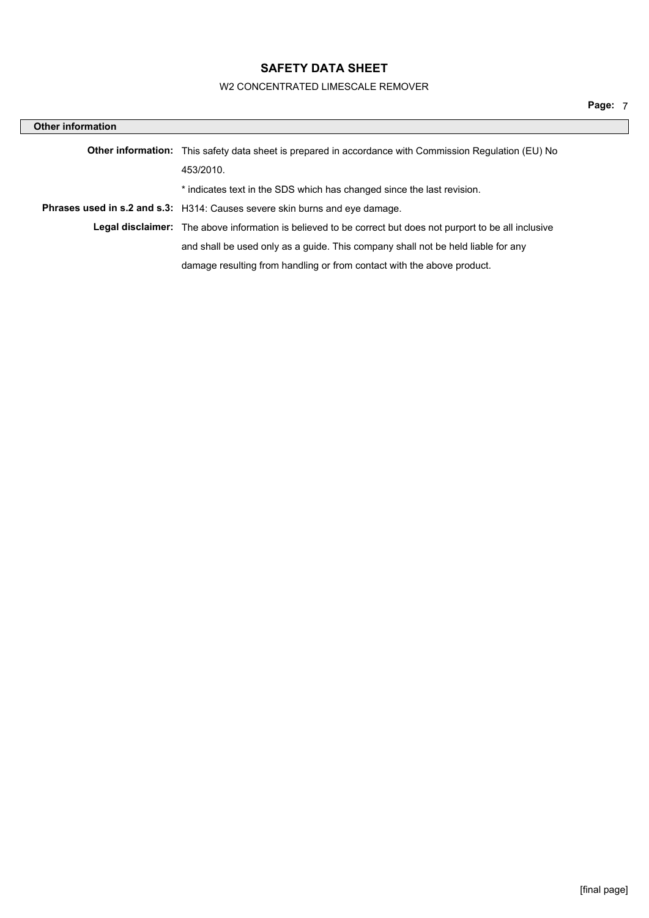## Other information

**Other information:** This safety data sheet is prepared in accordance with Commission Regulation (EU) No 453/2010.

* indicates text in the SDS which has changed since the last revision.

**Phrases used in s.2 and s.3:** H314: Causes severe skin burns and eye damage.

**Legal disclaimer:** The above information is believed to be correct but does not purport to be all inclusive and shall be used only as a guide. This company shall not be held liable for any damage resulting from handling or from contact with the above product.

[final page]